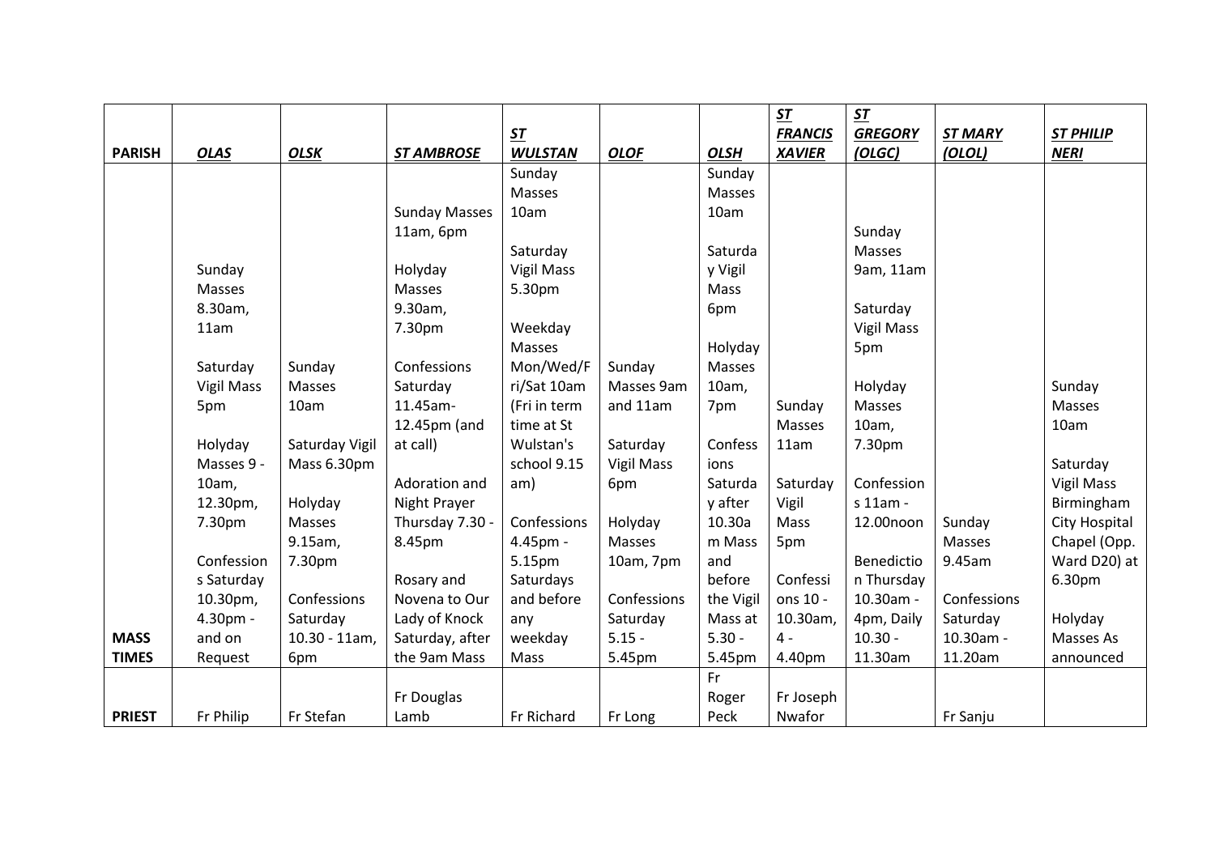| PARISH | OLAS | OLSK | ST AMBROSE | ST WULSTAN | OLOF | OLSH | ST FRANCIS XAVIER | ST GREGORY (OLGC) | ST MARY (OLOL) | ST PHILIP NERI |
|---|---|---|---|---|---|---|---|---|---|---|
| MASS TIMES | Sunday Masses 8.30am, 11am<br><br>Saturday Vigil Mass 5pm<br><br>Holyday Masses 9 - 10am, 12.30pm, 7.30pm<br><br>Confessions Saturday 10.30pm, 4.30pm - and on Request | Sunday Masses 10am<br><br>Saturday Vigil Mass 6.30pm<br><br>Holyday Masses 9.15am, 7.30pm<br><br>Confessions Saturday 10.30 - 11am, 6pm | Sunday Masses 11am, 6pm<br><br>Holyday Masses 9.30am, 7.30pm<br><br>Confessions Saturday 11.45am-12.45pm (and at call)<br><br>Adoration and Night Prayer Thursday 7.30 - 8.45pm<br><br>Rosary and Novena to Our Lady of Knock Saturday, after the 9am Mass | Sunday Masses 10am<br><br>Saturday Vigil Mass 5.30pm<br><br>Weekday Masses Mon/Wed/Fri/Sat 10am (Fri in term time at St Wulstan's school 9.15 am)<br><br>Confessions 4.45pm - 5.15pm Saturdays and before any weekday Mass | Sunday Masses 9am and 11am<br><br>Saturday Vigil Mass 6pm<br><br>Holyday Masses 10am, 7pm<br><br>Confessions Saturday 5.15 - 5.45pm | Sunday Masses 10am<br><br>Saturday Vigil Mass 6pm<br><br>Holyday Masses 10am, 7pm<br><br>Confessions Saturday after 10.30am Mass and before the Vigil Mass at 5.30 - 5.45pm | Sunday Masses 11am<br><br>Saturday Vigil Mass 5pm<br><br>Confessions 10 - 10.30am, 4 - 4.40pm | Sunday Masses 9am, 11am<br><br>Saturday Vigil Mass 5pm<br><br>Holyday Masses 10am, 7.30pm<br><br>Confessions 11am - 12.00noon<br><br>Benediction Thursday 10.30am - 4pm, Daily 10.30 - 11.30am | Sunday Masses 9.45am<br><br>Confessions Saturday 10.30am - 11.20am | Sunday Masses 10am<br><br>Saturday Vigil Mass Birmingham City Hospital Chapel (Opp. Ward D20) at 6.30pm<br><br>Holyday Masses As announced |
| PRIEST | Fr Philip | Fr Stefan | Fr Douglas Lamb | Fr Richard | Fr Long | Fr Roger Peck | Fr Joseph Nwafor | | Fr Sanju | |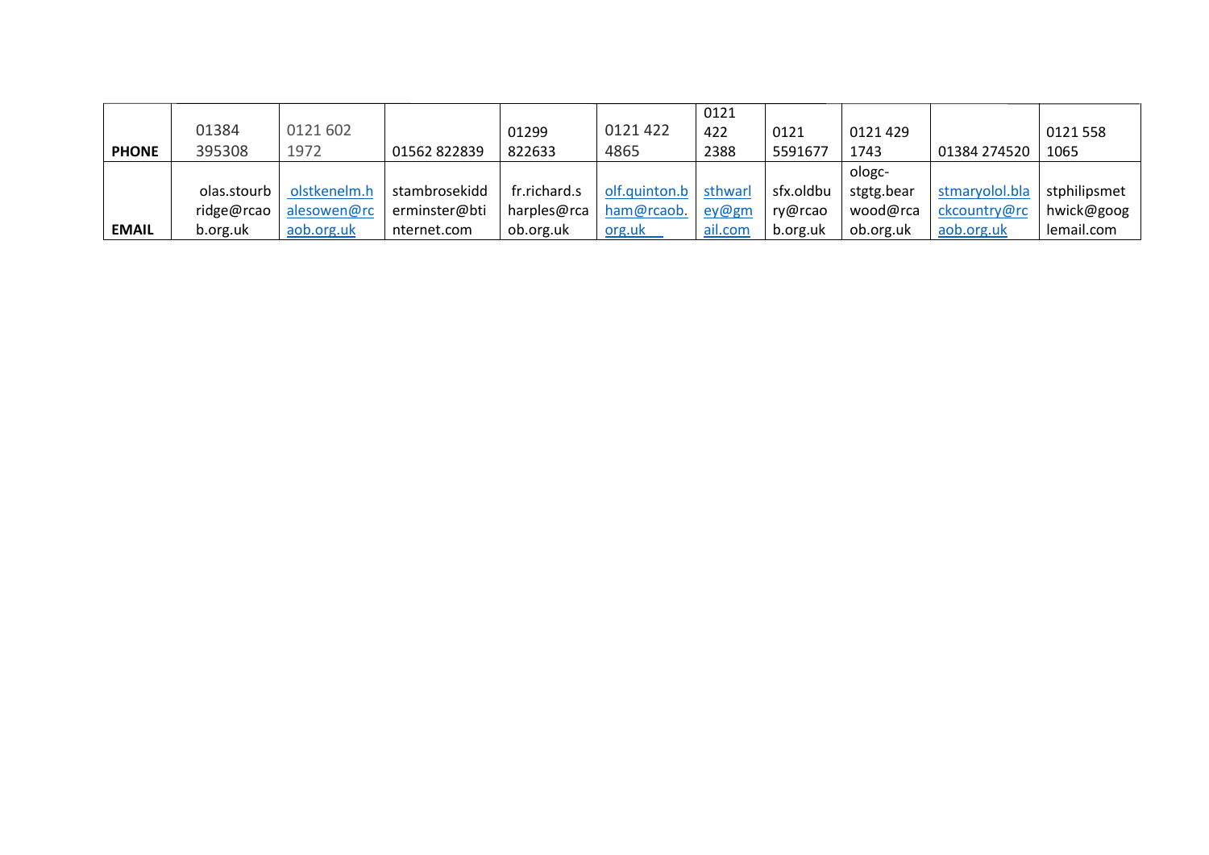| | | | | | | | | | | |
|---|---|---|---|---|---|---|---|---|---|---|
| **PHONE** | 01384 395308 | 0121 602 1972 | 01562 822839 | 01299 822633 | 0121 422 4865 | 0121 422 2388 | 0121 5591677 | 0121 429 1743 | 01384 274520 | 0121 558 1065 |
| **EMAIL** | olas.stourbridge@rcaob.org.uk | olstkenelm.halesowen@rcaob.org.uk | stambrosekidderminster@btinternet.com | fr.richard.sharples@rcaob.org.uk | olf.quinton.bham@rcaob.org.uk | sthwarley@gmail.com | sfx.oldbury@rcaob.org.uk | ologc-stgtg.bearwood@rcaob.org.uk | stmaryolol.blackcountry@rcaob.org.uk | stphilipsmethwick@googlemail.com |